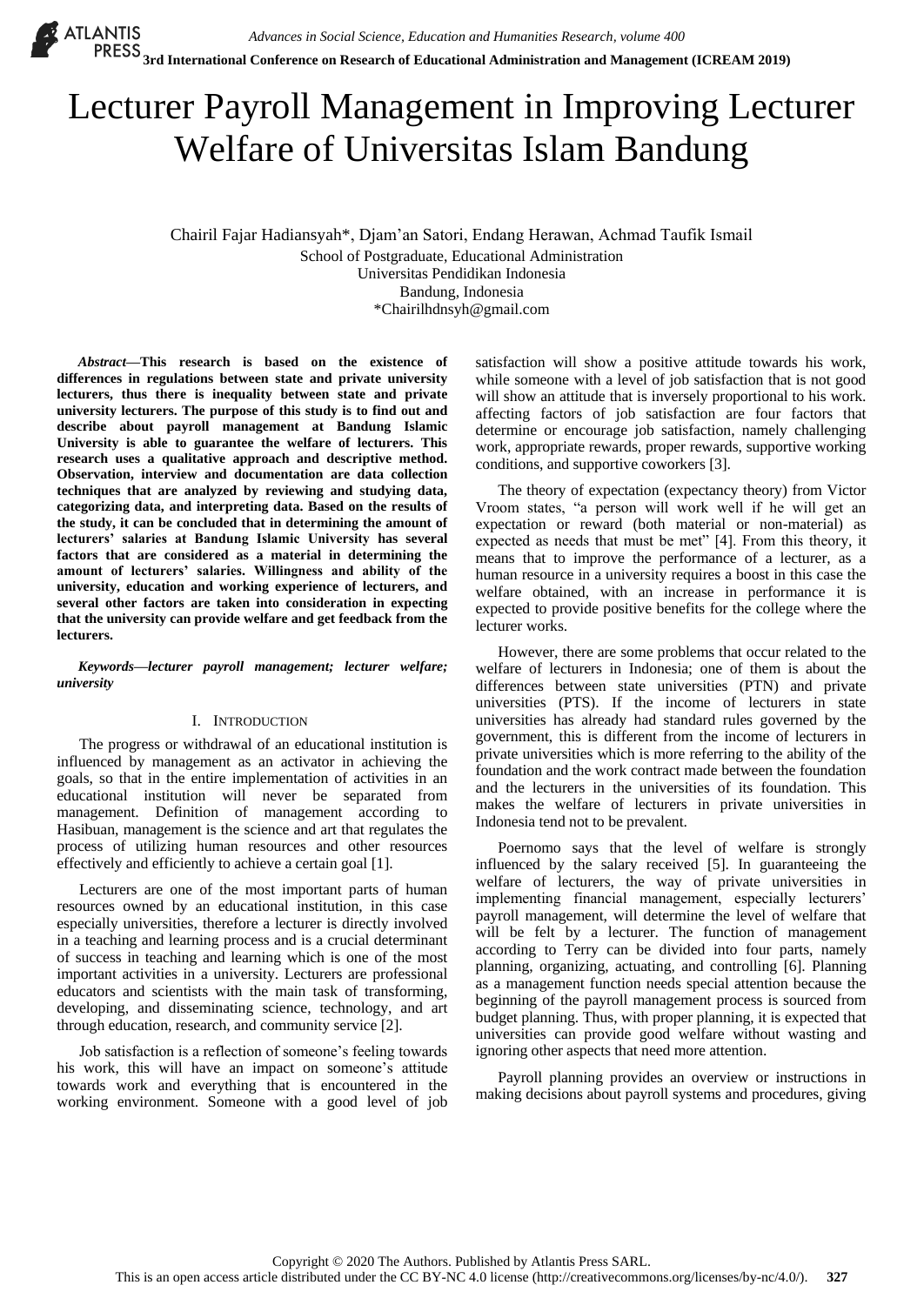# Lecturer Payroll Management in Improving Lecturer Welfare of Universitas Islam Bandung

Chairil Fajar Hadiansyah*, Djam'an Satori, Endang Herawan, Achmad Taufik Ismail
School of Postgraduate, Educational Administration
Universitas Pendidikan Indonesia
Bandung, Indonesia
*Chairilhdnsyh@gmail.com

***Abstract*—This research is based on the existence of differences in regulations between state and private university lecturers, thus there is inequality between state and private university lecturers. The purpose of this study is to find out and describe about payroll management at Bandung Islamic University is able to guarantee the welfare of lecturers. This research uses a qualitative approach and descriptive method. Observation, interview and documentation are data collection techniques that are analyzed by reviewing and studying data, categorizing data, and interpreting data. Based on the results of the study, it can be concluded that in determining the amount of lecturers' salaries at Bandung Islamic University has several factors that are considered as a material in determining the amount of lecturers' salaries. Willingness and ability of the university, education and working experience of lecturers, and several other factors are taken into consideration in expecting that the university can provide welfare and get feedback from the lecturers.**

***Keywords*—*lecturer payroll management; lecturer welfare; university***

## I. Introduction

The progress or withdrawal of an educational institution is influenced by management as an activator in achieving the goals, so that in the entire implementation of activities in an educational institution will never be separated from management. Definition of management according to Hasibuan, management is the science and art that regulates the process of utilizing human resources and other resources effectively and efficiently to achieve a certain goal [1].

Lecturers are one of the most important parts of human resources owned by an educational institution, in this case especially universities, therefore a lecturer is directly involved in a teaching and learning process and is a crucial determinant of success in teaching and learning which is one of the most important activities in a university. Lecturers are professional educators and scientists with the main task of transforming, developing, and disseminating science, technology, and art through education, research, and community service [2].

Job satisfaction is a reflection of someone's feeling towards his work, this will have an impact on someone's attitude towards work and everything that is encountered in the working environment. Someone with a good level of job satisfaction will show a positive attitude towards his work, while someone with a level of job satisfaction that is not good will show an attitude that is inversely proportional to his work. affecting factors of job satisfaction are four factors that determine or encourage job satisfaction, namely challenging work, appropriate rewards, proper rewards, supportive working conditions, and supportive coworkers [3].

The theory of expectation (expectancy theory) from Victor Vroom states, "a person will work well if he will get an expectation or reward (both material or non-material) as expected as needs that must be met" [4]. From this theory, it means that to improve the performance of a lecturer, as a human resource in a university requires a boost in this case the welfare obtained, with an increase in performance it is expected to provide positive benefits for the college where the lecturer works.

However, there are some problems that occur related to the welfare of lecturers in Indonesia; one of them is about the differences between state universities (PTN) and private universities (PTS). If the income of lecturers in state universities has already had standard rules governed by the government, this is different from the income of lecturers in private universities which is more referring to the ability of the foundation and the work contract made between the foundation and the lecturers in the universities of its foundation. This makes the welfare of lecturers in private universities in Indonesia tend not to be prevalent.

Poernomo says that the level of welfare is strongly influenced by the salary received [5]. In guaranteeing the welfare of lecturers, the way of private universities in implementing financial management, especially lecturers' payroll management, will determine the level of welfare that will be felt by a lecturer. The function of management according to Terry can be divided into four parts, namely planning, organizing, actuating, and controlling [6]. Planning as a management function needs special attention because the beginning of the payroll management process is sourced from budget planning. Thus, with proper planning, it is expected that universities can provide good welfare without wasting and ignoring other aspects that need more attention.

Payroll planning provides an overview or instructions in making decisions about payroll systems and procedures, giving

Copyright © 2020 The Authors. Published by Atlantis Press SARL.
This is an open access article distributed under the CC BY-NC 4.0 license (http://creativecommons.org/licenses/by-nc/4.0/).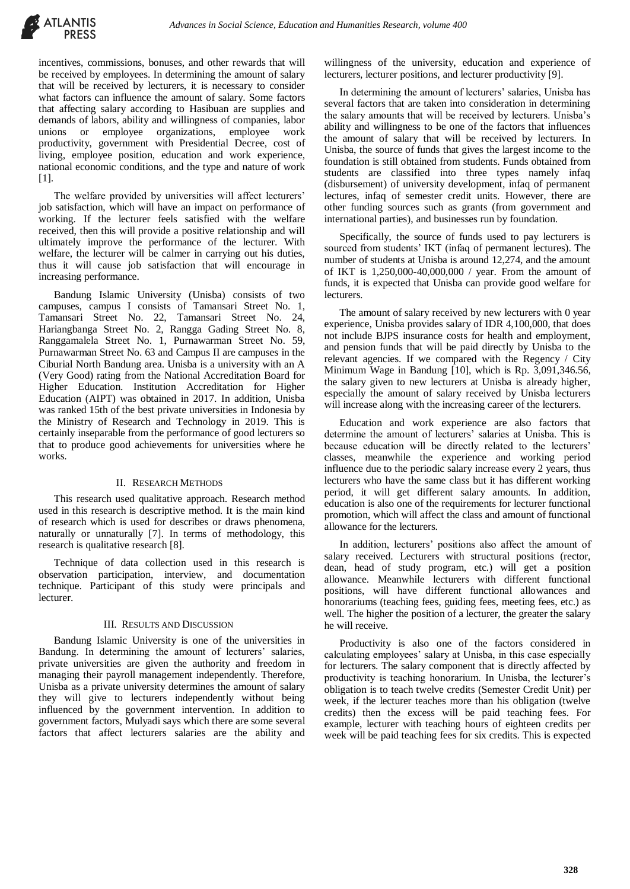incentives, commissions, bonuses, and other rewards that will be received by employees. In determining the amount of salary that will be received by lecturers, it is necessary to consider what factors can influence the amount of salary. Some factors that affecting salary according to Hasibuan are supplies and demands of labors, ability and willingness of companies, labor unions or employee organizations, employee work productivity, government with Presidential Decree, cost of living, employee position, education and work experience, national economic conditions, and the type and nature of work [1].

The welfare provided by universities will affect lecturers' job satisfaction, which will have an impact on performance of working. If the lecturer feels satisfied with the welfare received, then this will provide a positive relationship and will ultimately improve the performance of the lecturer. With welfare, the lecturer will be calmer in carrying out his duties, thus it will cause job satisfaction that will encourage in increasing performance.

Bandung Islamic University (Unisba) consists of two campuses, campus I consists of Tamansari Street No. 1, Tamansari Street No. 22, Tamansari Street No. 24, Hariangbanga Street No. 2, Rangga Gading Street No. 8, Ranggamalela Street No. 1, Purnawarman Street No. 59, Purnawarman Street No. 63 and Campus II are campuses in the Ciburial North Bandung area. Unisba is a university with an A (Very Good) rating from the National Accreditation Board for Higher Education. Institution Accreditation for Higher Education (AIPT) was obtained in 2017. In addition, Unisba was ranked 15th of the best private universities in Indonesia by the Ministry of Research and Technology in 2019. This is certainly inseparable from the performance of good lecturers so that to produce good achievements for universities where he works.

## II. RESEARCH METHODS

This research used qualitative approach. Research method used in this research is descriptive method. It is the main kind of research which is used for describes or draws phenomena, naturally or unnaturally [7]. In terms of methodology, this research is qualitative research [8].

Technique of data collection used in this research is observation participation, interview, and documentation technique. Participant of this study were principals and lecturer.

## III. RESULTS AND DISCUSSION

Bandung Islamic University is one of the universities in Bandung. In determining the amount of lecturers' salaries, private universities are given the authority and freedom in managing their payroll management independently. Therefore, Unisba as a private university determines the amount of salary they will give to lecturers independently without being influenced by the government intervention. In addition to government factors, Mulyadi says which there are some several factors that affect lecturers salaries are the ability and willingness of the university, education and experience of lecturers, lecturer positions, and lecturer productivity [9].

In determining the amount of lecturers' salaries, Unisba has several factors that are taken into consideration in determining the salary amounts that will be received by lecturers. Unisba's ability and willingness to be one of the factors that influences the amount of salary that will be received by lecturers. In Unisba, the source of funds that gives the largest income to the foundation is still obtained from students. Funds obtained from students are classified into three types namely infaq (disbursement) of university development, infaq of permanent lectures, infaq of semester credit units. However, there are other funding sources such as grants (from government and international parties), and businesses run by foundation.

Specifically, the source of funds used to pay lecturers is sourced from students' IKT (infaq of permanent lectures). The number of students at Unisba is around 12,274, and the amount of IKT is 1,250,000-40,000,000 / year. From the amount of funds, it is expected that Unisba can provide good welfare for lecturers.

The amount of salary received by new lecturers with 0 year experience, Unisba provides salary of IDR 4,100,000, that does not include BJPS insurance costs for health and employment, and pension funds that will be paid directly by Unisba to the relevant agencies. If we compared with the Regency / City Minimum Wage in Bandung [10], which is Rp. 3,091,346.56, the salary given to new lecturers at Unisba is already higher, especially the amount of salary received by Unisba lecturers will increase along with the increasing career of the lecturers.

Education and work experience are also factors that determine the amount of lecturers' salaries at Unisba. This is because education will be directly related to the lecturers' classes, meanwhile the experience and working period influence due to the periodic salary increase every 2 years, thus lecturers who have the same class but it has different working period, it will get different salary amounts. In addition, education is also one of the requirements for lecturer functional promotion, which will affect the class and amount of functional allowance for the lecturers.

In addition, lecturers' positions also affect the amount of salary received. Lecturers with structural positions (rector, dean, head of study program, etc.) will get a position allowance. Meanwhile lecturers with different functional positions, will have different functional allowances and honorariums (teaching fees, guiding fees, meeting fees, etc.) as well. The higher the position of a lecturer, the greater the salary he will receive.

Productivity is also one of the factors considered in calculating employees' salary at Unisba, in this case especially for lecturers. The salary component that is directly affected by productivity is teaching honorarium. In Unisba, the lecturer's obligation is to teach twelve credits (Semester Credit Unit) per week, if the lecturer teaches more than his obligation (twelve credits) then the excess will be paid teaching fees. For example, lecturer with teaching hours of eighteen credits per week will be paid teaching fees for six credits. This is expected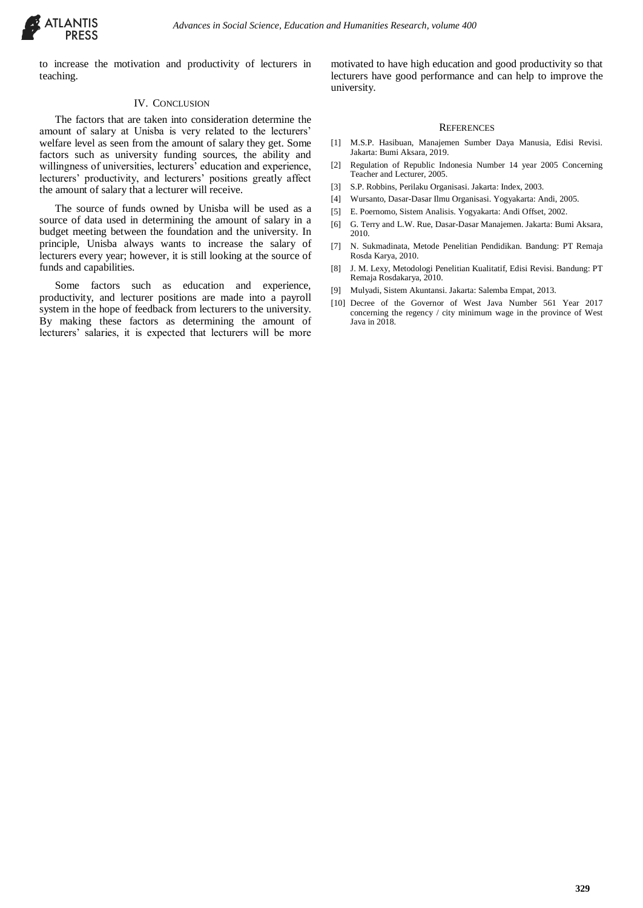to increase the motivation and productivity of lecturers in teaching.

## IV. Conclusion

The factors that are taken into consideration determine the amount of salary at Unisba is very related to the lecturers' welfare level as seen from the amount of salary they get. Some factors such as university funding sources, the ability and willingness of universities, lecturers' education and experience, lecturers' productivity, and lecturers' positions greatly affect the amount of salary that a lecturer will receive.

The source of funds owned by Unisba will be used as a source of data used in determining the amount of salary in a budget meeting between the foundation and the university. In principle, Unisba always wants to increase the salary of lecturers every year; however, it is still looking at the source of funds and capabilities.

Some factors such as education and experience, productivity, and lecturer positions are made into a payroll system in the hope of feedback from lecturers to the university. By making these factors as determining the amount of lecturers' salaries, it is expected that lecturers will be more motivated to have high education and good productivity so that lecturers have good performance and can help to improve the university.

## References

[1] M.S.P. Hasibuan, Manajemen Sumber Daya Manusia, Edisi Revisi. Jakarta: Bumi Aksara, 2019.

[2] Regulation of Republic Indonesia Number 14 year 2005 Concerning Teacher and Lecturer, 2005.

[3] S.P. Robbins, Perilaku Organisasi. Jakarta: Index, 2003.

[4] Wursanto, Dasar-Dasar Ilmu Organisasi. Yogyakarta: Andi, 2005.

[5] E. Poernomo, Sistem Analisis. Yogyakarta: Andi Offset, 2002.

[6] G. Terry and L.W. Rue, Dasar-Dasar Manajemen. Jakarta: Bumi Aksara, 2010.

[7] N. Sukmadinata, Metode Penelitian Pendidikan. Bandung: PT Remaja Rosda Karya, 2010.

[8] J. M. Lexy, Metodologi Penelitian Kualitatif, Edisi Revisi. Bandung: PT Remaja Rosdakarya, 2010.

[9] Mulyadi, Sistem Akuntansi. Jakarta: Salemba Empat, 2013.

[10] Decree of the Governor of West Java Number 561 Year 2017 concerning the regency / city minimum wage in the province of West Java in 2018.